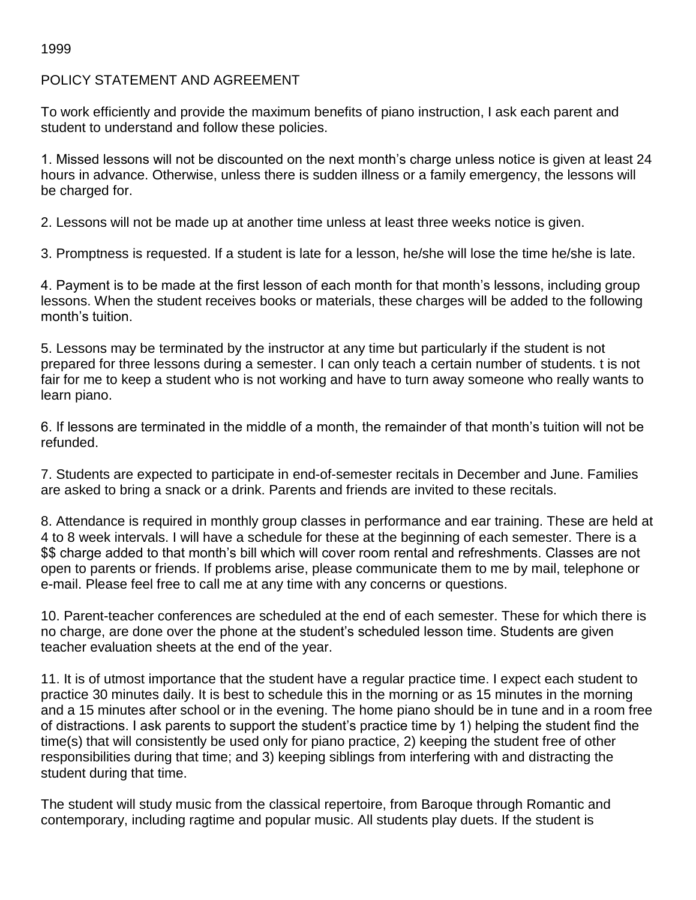1999

POLICY STATEMENT AND AGREEMENT

To work efficiently and provide the maximum benefits of piano instruction, I ask each parent and student to understand and follow these policies.

1. Missed lessons will not be discounted on the next month's charge unless notice is given at least 24 hours in advance. Otherwise, unless there is sudden illness or a family emergency, the lessons will be charged for.

2. Lessons will not be made up at another time unless at least three weeks notice is given.

3. Promptness is requested. If a student is late for a lesson, he/she will lose the time he/she is late.

4. Payment is to be made at the first lesson of each month for that month's lessons, including group lessons. When the student receives books or materials, these charges will be added to the following month's tuition.

5. Lessons may be terminated by the instructor at any time but particularly if the student is not prepared for three lessons during a semester. I can only teach a certain number of students. t is not fair for me to keep a student who is not working and have to turn away someone who really wants to learn piano.

6. If lessons are terminated in the middle of a month, the remainder of that month's tuition will not be refunded.

7. Students are expected to participate in end-of-semester recitals in December and June. Families are asked to bring a snack or a drink. Parents and friends are invited to these recitals.

8. Attendance is required in monthly group classes in performance and ear training. These are held at 4 to 8 week intervals. I will have a schedule for these at the beginning of each semester. There is a $$ charge added to that month's bill which will cover room rental and refreshments. Classes are not open to parents or friends. If problems arise, please communicate them to me by mail, telephone or e-mail. Please feel free to call me at any time with any concerns or questions.

10. Parent-teacher conferences are scheduled at the end of each semester. These for which there is no charge, are done over the phone at the student's scheduled lesson time. Students are given teacher evaluation sheets at the end of the year.

11. It is of utmost importance that the student have a regular practice time. I expect each student to practice 30 minutes daily. It is best to schedule this in the morning or as 15 minutes in the morning and a 15 minutes after school or in the evening. The home piano should be in tune and in a room free of distractions. I ask parents to support the student's practice time by 1) helping the student find the time(s) that will consistently be used only for piano practice, 2) keeping the student free of other responsibilities during that time; and 3) keeping siblings from interfering with and distracting the student during that time.

The student will study music from the classical repertoire, from Baroque through Romantic and contemporary, including ragtime and popular music. All students play duets. If the student is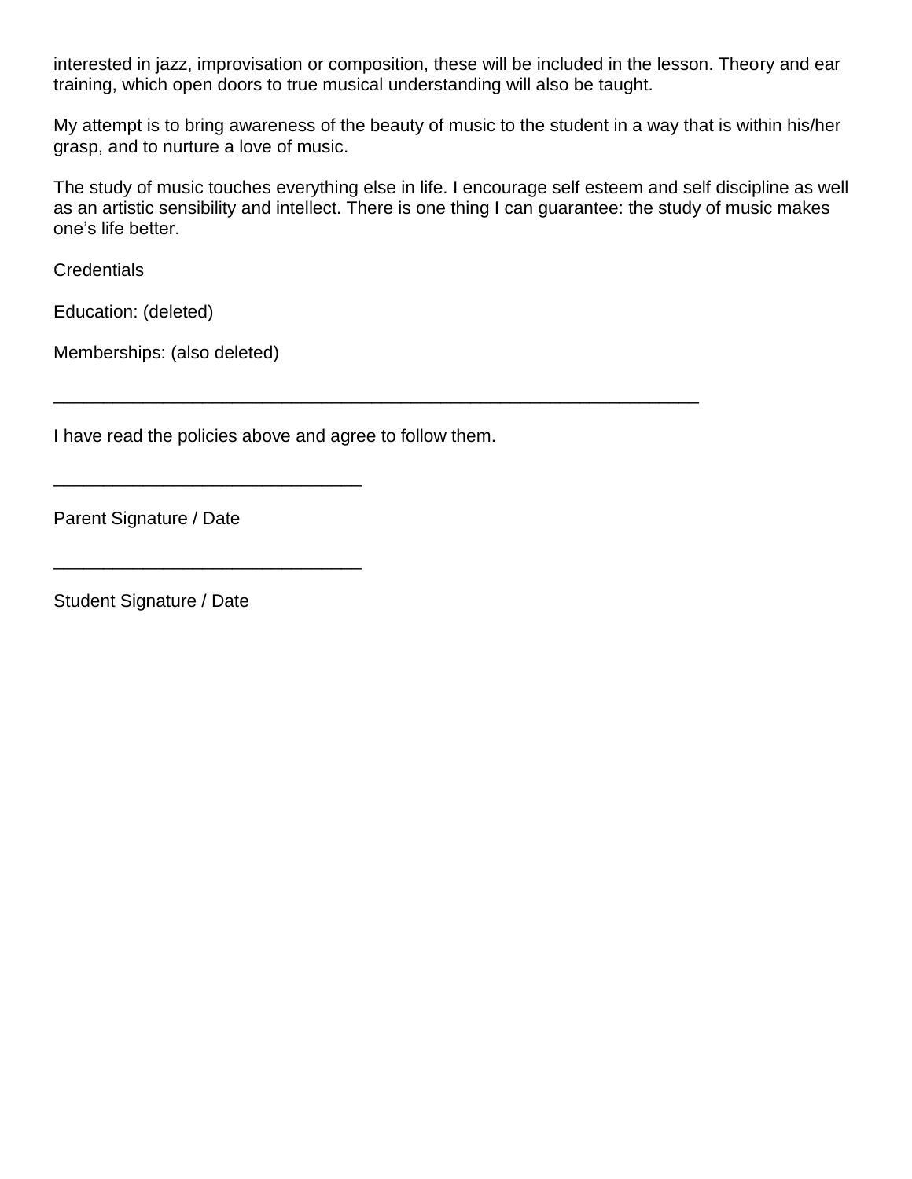interested in jazz, improvisation or composition, these will be included in the lesson. Theory and ear training, which open doors to true musical understanding will also be taught.

My attempt is to bring awareness of the beauty of music to the student in a way that is within his/her grasp, and to nurture a love of music.

The study of music touches everything else in life. I encourage self esteem and self discipline as well as an artistic sensibility and intellect. There is one thing I can guarantee: the study of music makes one's life better.

Credentials

Education: (deleted)

Memberships: (also deleted)

_________________________________________________________________

I have read the policies above and agree to follow them.

_______________________________

Parent Signature / Date

_______________________________

Student Signature / Date